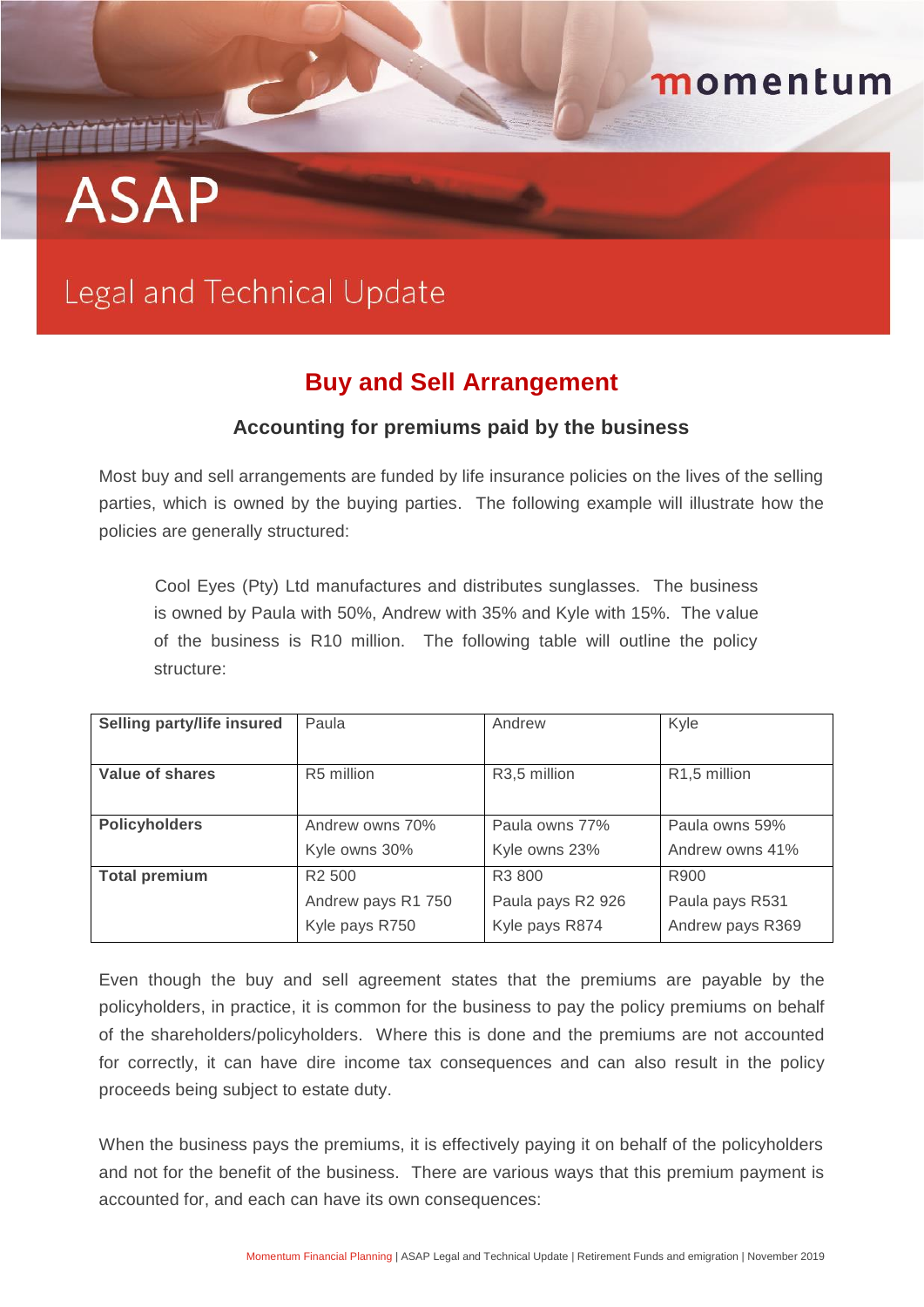# ASAP

## Legal and Technical Update

## Buy and Sell Arrangement

### Accounting for premiums paid by the business

Most buy and sell arrangements are funded by life insurance policies on the lives of the selling parties, which is owned by the buying parties. The following example will illustrate how the policies are generally structured:

> Cool Eyes (Pty) Ltd manufactures and distributes sunglasses. The business is owned by Paula with 50%, Andrew with 35% and Kyle with 15%. The value of the business is R10 million. The following table will outline the policy structure:

| **Selling party/life insured** | Paula | Andrew | Kyle |
|---|---|---|---|
| **Value of shares** | R5 million | R3,5 million | R1,5 million |
| **Policyholders** | Andrew owns 70%<br>Kyle owns 30% | Paula owns 77%<br>Kyle owns 23% | Paula owns 59%<br>Andrew owns 41% |
| **Total premium** | R2 500<br>Andrew pays R1 750<br>Kyle pays R750 | R3 800<br>Paula pays R2 926<br>Kyle pays R874 | R900<br>Paula pays R531<br>Andrew pays R369 |

Even though the buy and sell agreement states that the premiums are payable by the policyholders, in practice, it is common for the business to pay the policy premiums on behalf of the shareholders/policyholders. Where this is done and the premiums are not accounted for correctly, it can have dire income tax consequences and can also result in the policy proceeds being subject to estate duty.

When the business pays the premiums, it is effectively paying it on behalf of the policyholders and not for the benefit of the business. There are various ways that this premium payment is accounted for, and each can have its own consequences: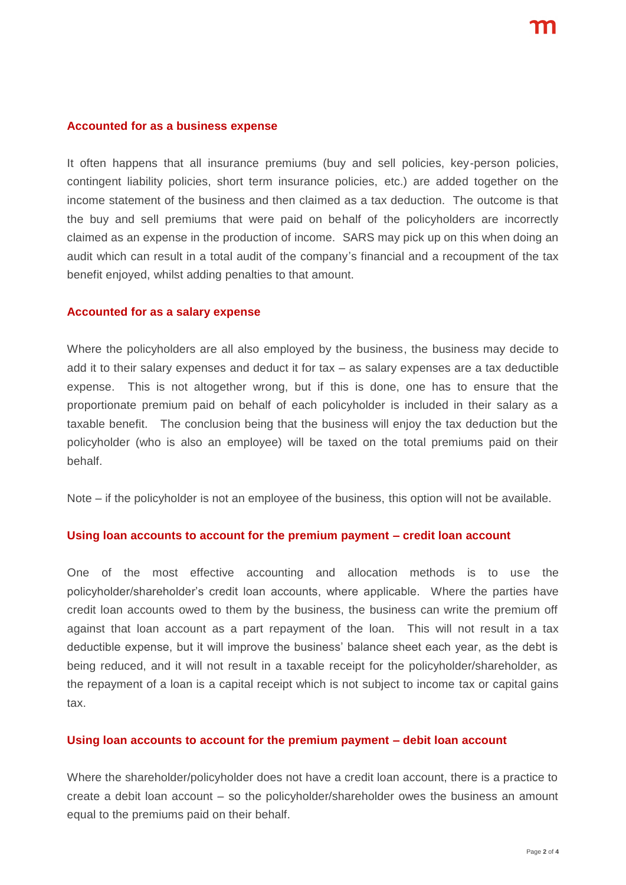### Accounted for as a business expense

It often happens that all insurance premiums (buy and sell policies, key-person policies, contingent liability policies, short term insurance policies, etc.) are added together on the income statement of the business and then claimed as a tax deduction. The outcome is that the buy and sell premiums that were paid on behalf of the policyholders are incorrectly claimed as an expense in the production of income. SARS may pick up on this when doing an audit which can result in a total audit of the company's financial and a recoupment of the tax benefit enjoyed, whilst adding penalties to that amount.

### Accounted for as a salary expense

Where the policyholders are all also employed by the business, the business may decide to add it to their salary expenses and deduct it for tax – as salary expenses are a tax deductible expense. This is not altogether wrong, but if this is done, one has to ensure that the proportionate premium paid on behalf of each policyholder is included in their salary as a taxable benefit. The conclusion being that the business will enjoy the tax deduction but the policyholder (who is also an employee) will be taxed on the total premiums paid on their behalf.

Note – if the policyholder is not an employee of the business, this option will not be available.

### Using loan accounts to account for the premium payment – credit loan account

One of the most effective accounting and allocation methods is to use the policyholder/shareholder's credit loan accounts, where applicable. Where the parties have credit loan accounts owed to them by the business, the business can write the premium off against that loan account as a part repayment of the loan. This will not result in a tax deductible expense, but it will improve the business' balance sheet each year, as the debt is being reduced, and it will not result in a taxable receipt for the policyholder/shareholder, as the repayment of a loan is a capital receipt which is not subject to income tax or capital gains tax.

### Using loan accounts to account for the premium payment – debit loan account

Where the shareholder/policyholder does not have a credit loan account, there is a practice to create a debit loan account – so the policyholder/shareholder owes the business an amount equal to the premiums paid on their behalf.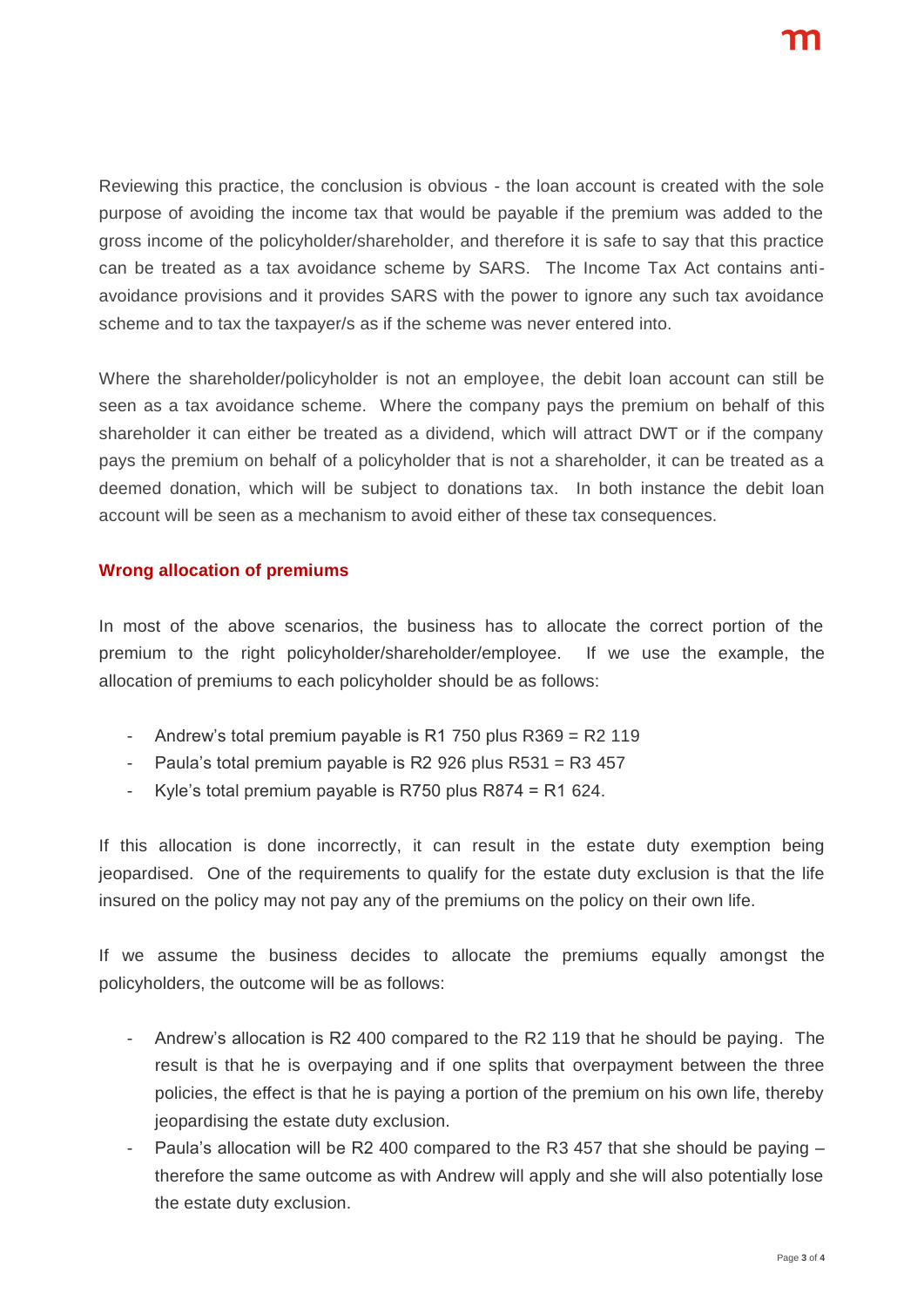Reviewing this practice, the conclusion is obvious - the loan account is created with the sole purpose of avoiding the income tax that would be payable if the premium was added to the gross income of the policyholder/shareholder, and therefore it is safe to say that this practice can be treated as a tax avoidance scheme by SARS. The Income Tax Act contains anti-avoidance provisions and it provides SARS with the power to ignore any such tax avoidance scheme and to tax the taxpayer/s as if the scheme was never entered into.

Where the shareholder/policyholder is not an employee, the debit loan account can still be seen as a tax avoidance scheme. Where the company pays the premium on behalf of this shareholder it can either be treated as a dividend, which will attract DWT or if the company pays the premium on behalf of a policyholder that is not a shareholder, it can be treated as a deemed donation, which will be subject to donations tax. In both instance the debit loan account will be seen as a mechanism to avoid either of these tax consequences.

## Wrong allocation of premiums

In most of the above scenarios, the business has to allocate the correct portion of the premium to the right policyholder/shareholder/employee. If we use the example, the allocation of premiums to each policyholder should be as follows:

- Andrew's total premium payable is R1 750 plus R369 = R2 119
- Paula's total premium payable is R2 926 plus R531 = R3 457
- Kyle's total premium payable is R750 plus R874 = R1 624.

If this allocation is done incorrectly, it can result in the estate duty exemption being jeopardised. One of the requirements to qualify for the estate duty exclusion is that the life insured on the policy may not pay any of the premiums on the policy on their own life.

If we assume the business decides to allocate the premiums equally amongst the policyholders, the outcome will be as follows:

- Andrew's allocation is R2 400 compared to the R2 119 that he should be paying. The result is that he is overpaying and if one splits that overpayment between the three policies, the effect is that he is paying a portion of the premium on his own life, thereby jeopardising the estate duty exclusion.
- Paula's allocation will be R2 400 compared to the R3 457 that she should be paying – therefore the same outcome as with Andrew will apply and she will also potentially lose the estate duty exclusion.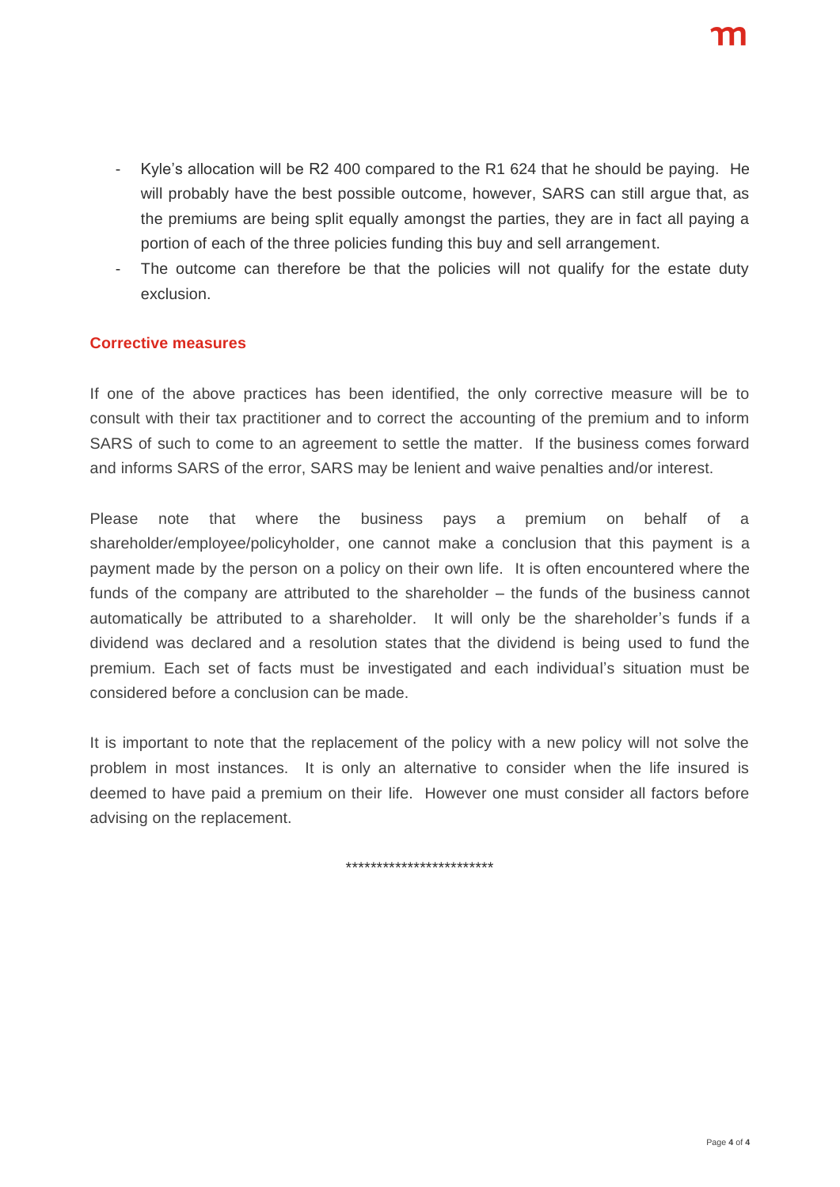- Kyle's allocation will be R2 400 compared to the R1 624 that he should be paying. He will probably have the best possible outcome, however, SARS can still argue that, as the premiums are being split equally amongst the parties, they are in fact all paying a portion of each of the three policies funding this buy and sell arrangement.
- The outcome can therefore be that the policies will not qualify for the estate duty exclusion.

**Corrective measures**

If one of the above practices has been identified, the only corrective measure will be to consult with their tax practitioner and to correct the accounting of the premium and to inform SARS of such to come to an agreement to settle the matter. If the business comes forward and informs SARS of the error, SARS may be lenient and waive penalties and/or interest.

Please note that where the business pays a premium on behalf of a shareholder/employee/policyholder, one cannot make a conclusion that this payment is a payment made by the person on a policy on their own life. It is often encountered where the funds of the company are attributed to the shareholder – the funds of the business cannot automatically be attributed to a shareholder. It will only be the shareholder's funds if a dividend was declared and a resolution states that the dividend is being used to fund the premium. Each set of facts must be investigated and each individual's situation must be considered before a conclusion can be made.

It is important to note that the replacement of the policy with a new policy will not solve the problem in most instances. It is only an alternative to consider when the life insured is deemed to have paid a premium on their life. However one must consider all factors before advising on the replacement.

************************